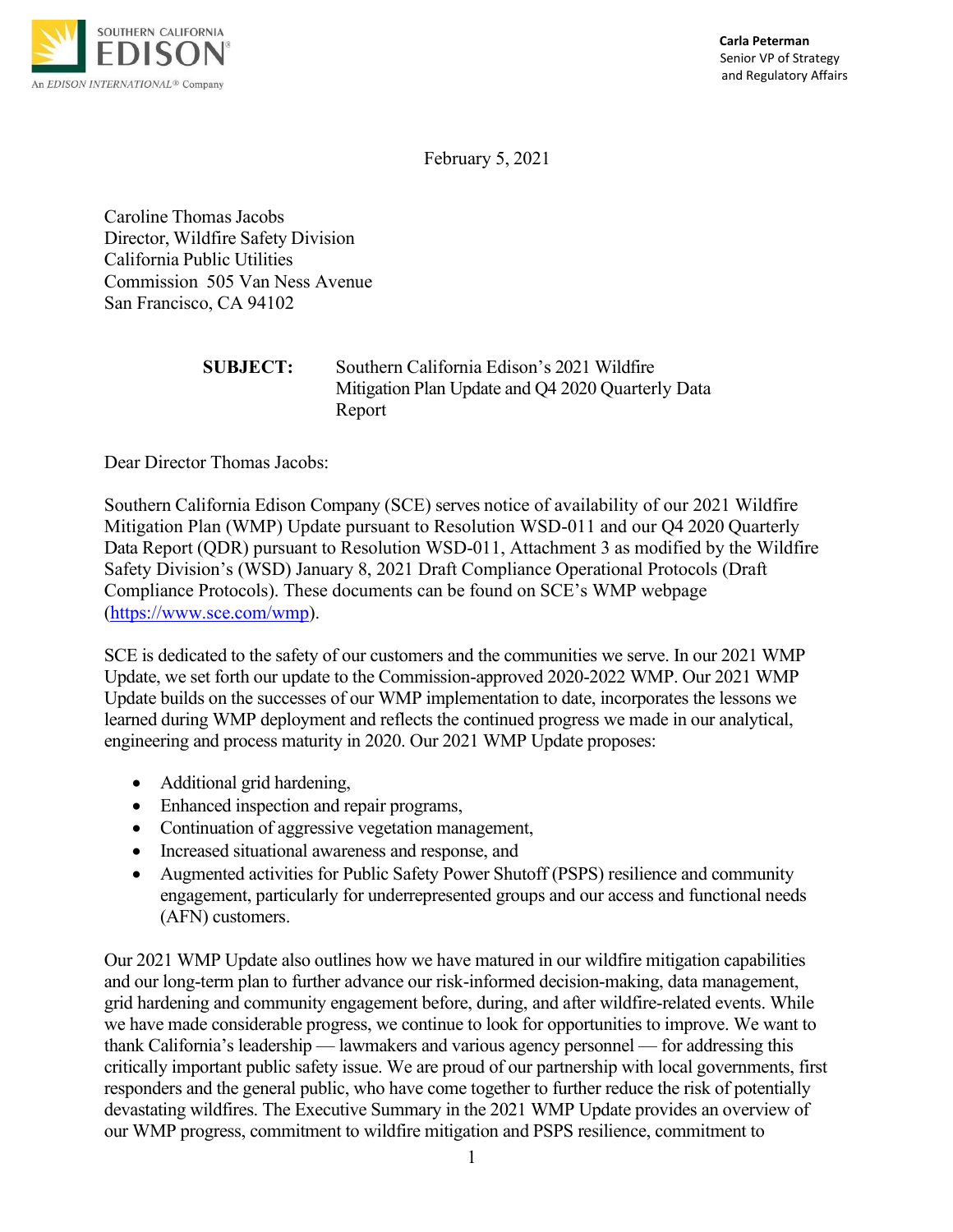SOUTHERN CALIFORNIA
EDISON®
An EDISON INTERNATIONAL® Company

**Carla Peterman**
Senior VP of Strategy
and Regulatory Affairs

February 5, 2021

Caroline Thomas Jacobs
Director, Wildfire Safety Division
California Public Utilities
Commission 505 Van Ness Avenue
San Francisco, CA 94102

**SUBJECT:** Southern California Edison's 2021 Wildfire Mitigation Plan Update and Q4 2020 Quarterly Data Report

Dear Director Thomas Jacobs:

Southern California Edison Company (SCE) serves notice of availability of our 2021 Wildfire Mitigation Plan (WMP) Update pursuant to Resolution WSD-011 and our Q4 2020 Quarterly Data Report (QDR) pursuant to Resolution WSD-011, Attachment 3 as modified by the Wildfire Safety Division's (WSD) January 8, 2021 Draft Compliance Operational Protocols (Draft Compliance Protocols). These documents can be found on SCE's WMP webpage ([https://www.sce.com/wmp](https://www.sce.com/wmp)).

SCE is dedicated to the safety of our customers and the communities we serve. In our 2021 WMP Update, we set forth our update to the Commission-approved 2020-2022 WMP. Our 2021 WMP Update builds on the successes of our WMP implementation to date, incorporates the lessons we learned during WMP deployment and reflects the continued progress we made in our analytical, engineering and process maturity in 2020. Our 2021 WMP Update proposes:

- Additional grid hardening,
- Enhanced inspection and repair programs,
- Continuation of aggressive vegetation management,
- Increased situational awareness and response, and
- Augmented activities for Public Safety Power Shutoff (PSPS) resilience and community engagement, particularly for underrepresented groups and our access and functional needs (AFN) customers.

Our 2021 WMP Update also outlines how we have matured in our wildfire mitigation capabilities and our long-term plan to further advance our risk-informed decision-making, data management, grid hardening and community engagement before, during, and after wildfire-related events. While we have made considerable progress, we continue to look for opportunities to improve. We want to thank California's leadership — lawmakers and various agency personnel — for addressing this critically important public safety issue. We are proud of our partnership with local governments, first responders and the general public, who have come together to further reduce the risk of potentially devastating wildfires. The Executive Summary in the 2021 WMP Update provides an overview of our WMP progress, commitment to wildfire mitigation and PSPS resilience, commitment to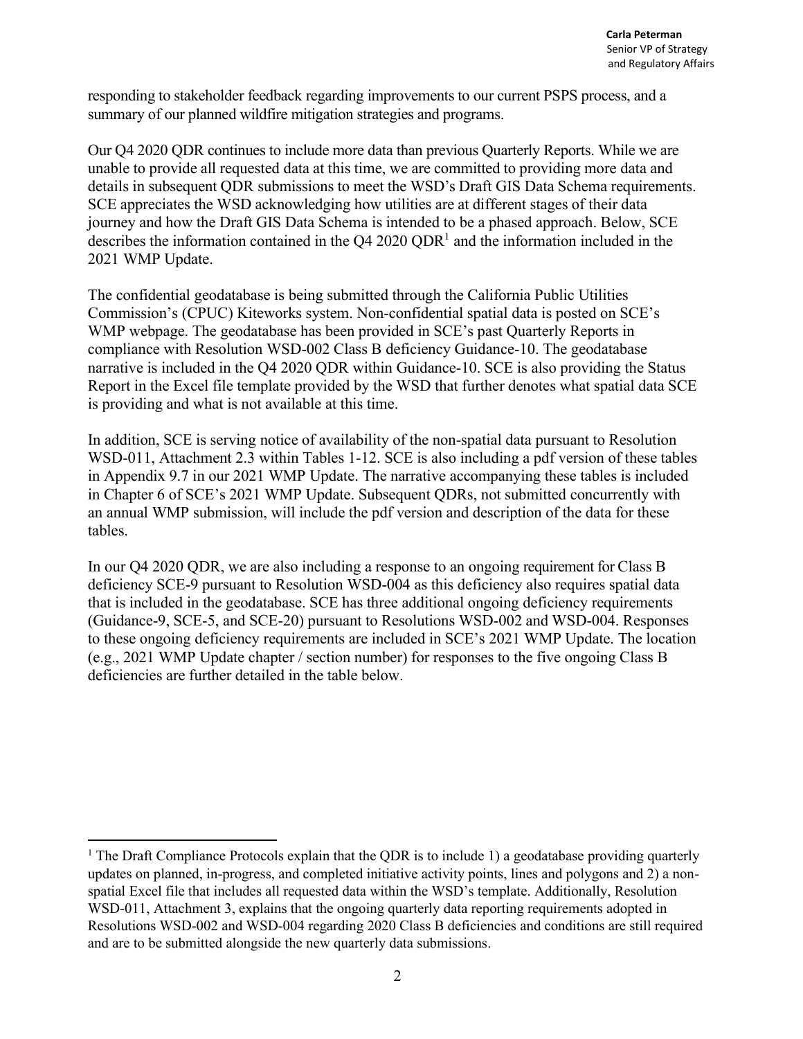responding to stakeholder feedback regarding improvements to our current PSPS process, and a summary of our planned wildfire mitigation strategies and programs.

Our Q4 2020 QDR continues to include more data than previous Quarterly Reports. While we are unable to provide all requested data at this time, we are committed to providing more data and details in subsequent QDR submissions to meet the WSD's Draft GIS Data Schema requirements. SCE appreciates the WSD acknowledging how utilities are at different stages of their data journey and how the Draft GIS Data Schema is intended to be a phased approach. Below, SCE describes the information contained in the Q4 2020 QDR[1] and the information included in the 2021 WMP Update.

The confidential geodatabase is being submitted through the California Public Utilities Commission's (CPUC) Kiteworks system. Non-confidential spatial data is posted on SCE's WMP webpage. The geodatabase has been provided in SCE's past Quarterly Reports in compliance with Resolution WSD-002 Class B deficiency Guidance-10. The geodatabase narrative is included in the Q4 2020 QDR within Guidance-10. SCE is also providing the Status Report in the Excel file template provided by the WSD that further denotes what spatial data SCE is providing and what is not available at this time.

In addition, SCE is serving notice of availability of the non-spatial data pursuant to Resolution WSD-011, Attachment 2.3 within Tables 1-12. SCE is also including a pdf version of these tables in Appendix 9.7 in our 2021 WMP Update. The narrative accompanying these tables is included in Chapter 6 of SCE's 2021 WMP Update. Subsequent QDRs, not submitted concurrently with an annual WMP submission, will include the pdf version and description of the data for these tables.

In our Q4 2020 QDR, we are also including a response to an ongoing requirement for Class B deficiency SCE-9 pursuant to Resolution WSD-004 as this deficiency also requires spatial data that is included in the geodatabase. SCE has three additional ongoing deficiency requirements (Guidance-9, SCE-5, and SCE-20) pursuant to Resolutions WSD-002 and WSD-004. Responses to these ongoing deficiency requirements are included in SCE's 2021 WMP Update. The location (e.g., 2021 WMP Update chapter / section number) for responses to the five ongoing Class B deficiencies are further detailed in the table below.

[1] The Draft Compliance Protocols explain that the QDR is to include 1) a geodatabase providing quarterly updates on planned, in-progress, and completed initiative activity points, lines and polygons and 2) a non-spatial Excel file that includes all requested data within the WSD's template. Additionally, Resolution WSD-011, Attachment 3, explains that the ongoing quarterly data reporting requirements adopted in Resolutions WSD-002 and WSD-004 regarding 2020 Class B deficiencies and conditions are still required and are to be submitted alongside the new quarterly data submissions.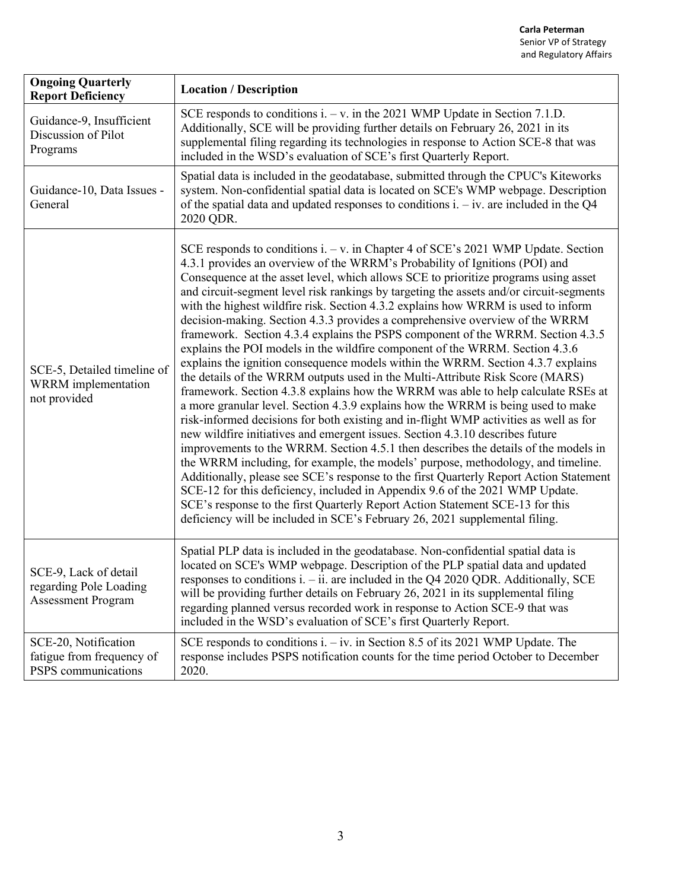| Ongoing Quarterly Report Deficiency | Location / Description |
|---|---|
| Guidance-9, Insufficient Discussion of Pilot Programs | SCE responds to conditions i. – v. in the 2021 WMP Update in Section 7.1.D. Additionally, SCE will be providing further details on February 26, 2021 in its supplemental filing regarding its technologies in response to Action SCE-8 that was included in the WSD's evaluation of SCE's first Quarterly Report. |
| Guidance-10, Data Issues - General | Spatial data is included in the geodatabase, submitted through the CPUC's Kiteworks system. Non-confidential spatial data is located on SCE's WMP webpage. Description of the spatial data and updated responses to conditions i. – iv. are included in the Q4 2020 QDR. |
| SCE-5, Detailed timeline of WRRM implementation not provided | SCE responds to conditions i. – v. in Chapter 4 of SCE's 2021 WMP Update. Section 4.3.1 provides an overview of the WRRM's Probability of Ignitions (POI) and Consequence at the asset level, which allows SCE to prioritize programs using asset and circuit-segment level risk rankings by targeting the assets and/or circuit-segments with the highest wildfire risk. Section 4.3.2 explains how WRRM is used to inform decision-making. Section 4.3.3 provides a comprehensive overview of the WRRM framework. Section 4.3.4 explains the PSPS component of the WRRM. Section 4.3.5 explains the POI models in the wildfire component of the WRRM. Section 4.3.6 explains the ignition consequence models within the WRRM. Section 4.3.7 explains the details of the WRRM outputs used in the Multi-Attribute Risk Score (MARS) framework. Section 4.3.8 explains how the WRRM was able to help calculate RSEs at a more granular level. Section 4.3.9 explains how the WRRM is being used to make risk-informed decisions for both existing and in-flight WMP activities as well as for new wildfire initiatives and emergent issues. Section 4.3.10 describes future improvements to the WRRM. Section 4.5.1 then describes the details of the models in the WRRM including, for example, the models' purpose, methodology, and timeline. Additionally, please see SCE's response to the first Quarterly Report Action Statement SCE-12 for this deficiency, included in Appendix 9.6 of the 2021 WMP Update. SCE's response to the first Quarterly Report Action Statement SCE-13 for this deficiency will be included in SCE's February 26, 2021 supplemental filing. |
| SCE-9, Lack of detail regarding Pole Loading Assessment Program | Spatial PLP data is included in the geodatabase. Non-confidential spatial data is located on SCE's WMP webpage. Description of the PLP spatial data and updated responses to conditions i. – ii. are included in the Q4 2020 QDR. Additionally, SCE will be providing further details on February 26, 2021 in its supplemental filing regarding planned versus recorded work in response to Action SCE-9 that was included in the WSD's evaluation of SCE's first Quarterly Report. |
| SCE-20, Notification fatigue from frequency of PSPS communications | SCE responds to conditions i. – iv. in Section 8.5 of its 2021 WMP Update. The response includes PSPS notification counts for the time period October to December 2020. |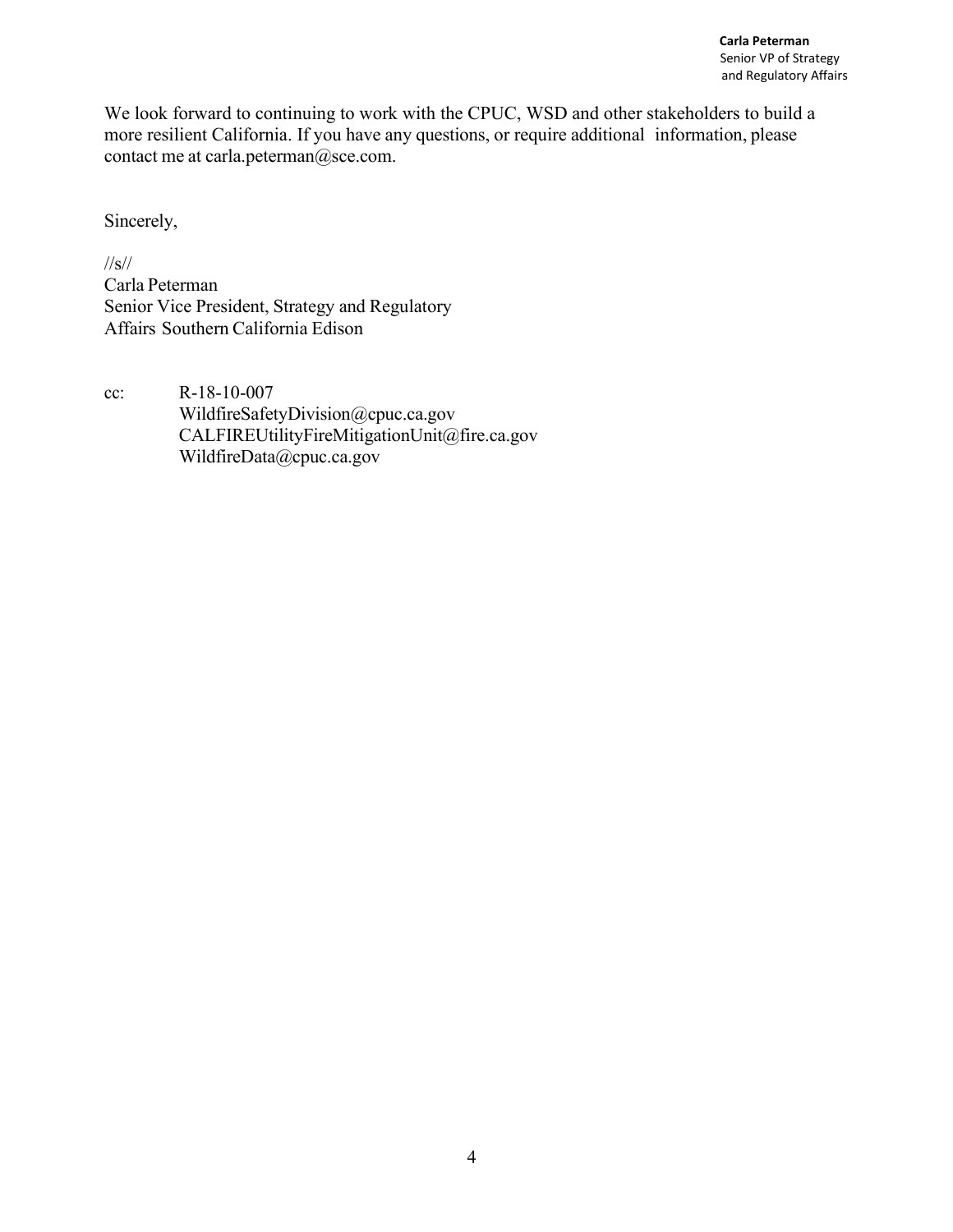We look forward to continuing to work with the CPUC, WSD and other stakeholders to build a more resilient California. If you have any questions, or require additional information, please contact me at carla.peterman@sce.com.

Sincerely,

//s//
Carla Peterman
Senior Vice President, Strategy and Regulatory Affairs Southern California Edison

cc: R-18-10-007
WildfireSafetyDivision@cpuc.ca.gov
CALFIREUtilityFireMitigationUnit@fire.ca.gov
WildfireData@cpuc.ca.gov